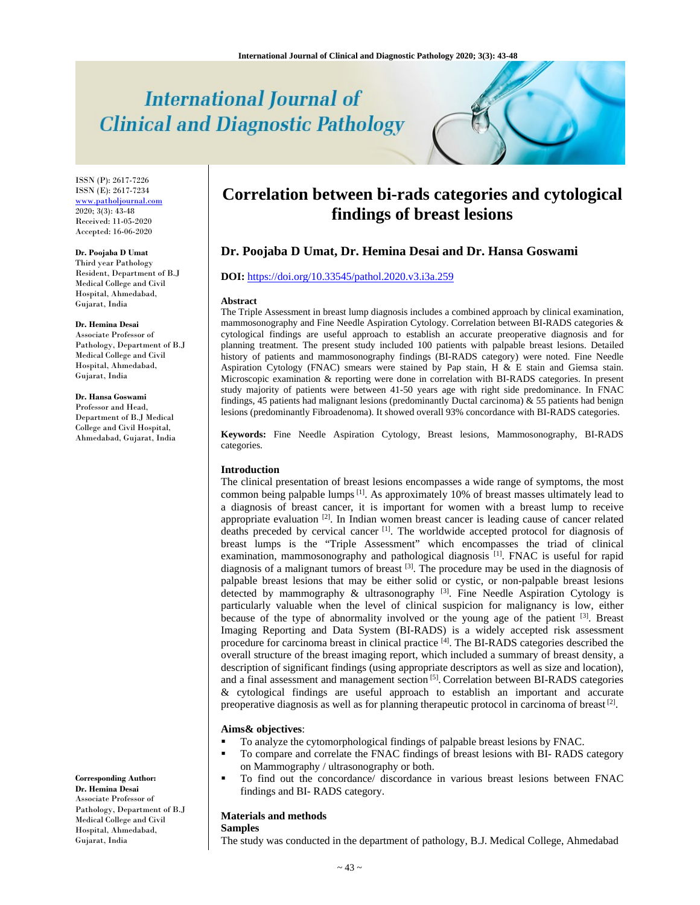# Correlation between bi-rads categories and cytological findings of breast lesions

**Dr. Poojaba D Umat, Dr. Hemina Desai and Dr. Hansa Goswami**

ISSN (P): 2617-7226
ISSN (E): 2617-7234
www.patholjournal.com
2020; 3(3): 43-48
Received: 11-05-2020
Accepted: 16-06-2020

**Dr. Poojaba D Umat**
Third year Pathology Resident, Department of B.J Medical College and Civil Hospital, Ahmedabad, Gujarat, India

**Dr. Hemina Desai**
Associate Professor of Pathology, Department of B.J Medical College and Civil Hospital, Ahmedabad, Gujarat, India

**Dr. Hansa Goswami**
Professor and Head, Department of B.J Medical College and Civil Hospital, Ahmedabad, Gujarat, India

**Corresponding Author:**
**Dr. Hemina Desai**
Associate Professor of Pathology, Department of B.J Medical College and Civil Hospital, Ahmedabad, Gujarat, India

**DOI:** https://doi.org/10.33545/pathol.2020.v3.i3a.259

### Abstract

The Triple Assessment in breast lump diagnosis includes a combined approach by clinical examination, mammosonography and Fine Needle Aspiration Cytology. Correlation between BI-RADS categories & cytological findings are useful approach to establish an accurate preoperative diagnosis and for planning treatment. The present study included 100 patients with palpable breast lesions. Detailed history of patients and mammosonography findings (BI-RADS category) were noted. Fine Needle Aspiration Cytology (FNAC) smears were stained by Pap stain, H & E stain and Giemsa stain. Microscopic examination & reporting were done in correlation with BI-RADS categories. In present study majority of patients were between 41-50 years age with right side predominance. In FNAC findings, 45 patients had malignant lesions (predominantly Ductal carcinoma) & 55 patients had benign lesions (predominantly Fibroadenoma). It showed overall 93% concordance with BI-RADS categories.

**Keywords:** Fine Needle Aspiration Cytology, Breast lesions, Mammosonography, BI-RADS categories.

### Introduction

The clinical presentation of breast lesions encompasses a wide range of symptoms, the most common being palpable lumps [1]. As approximately 10% of breast masses ultimately lead to a diagnosis of breast cancer, it is important for women with a breast lump to receive appropriate evaluation [2]. In Indian women breast cancer is leading cause of cancer related deaths preceded by cervical cancer [1]. The worldwide accepted protocol for diagnosis of breast lumps is the "Triple Assessment" which encompasses the triad of clinical examination, mammosonography and pathological diagnosis [1]. FNAC is useful for rapid diagnosis of a malignant tumors of breast [3]. The procedure may be used in the diagnosis of palpable breast lesions that may be either solid or cystic, or non-palpable breast lesions detected by mammography & ultrasonography [3]. Fine Needle Aspiration Cytology is particularly valuable when the level of clinical suspicion for malignancy is low, either because of the type of abnormality involved or the young age of the patient [3]. Breast Imaging Reporting and Data System (BI-RADS) is a widely accepted risk assessment procedure for carcinoma breast in clinical practice [4]. The BI-RADS categories described the overall structure of the breast imaging report, which included a summary of breast density, a description of significant findings (using appropriate descriptors as well as size and location), and a final assessment and management section [5]. Correlation between BI-RADS categories & cytological findings are useful approach to establish an important and accurate preoperative diagnosis as well as for planning therapeutic protocol in carcinoma of breast [2].

### Aims& objectives:

- To analyze the cytomorphological findings of palpable breast lesions by FNAC.
- To compare and correlate the FNAC findings of breast lesions with BI- RADS category on Mammography / ultrasonography or both.
- To find out the concordance/ discordance in various breast lesions between FNAC findings and BI- RADS category.

### Materials and methods

#### Samples

The study was conducted in the department of pathology, B.J. Medical College, Ahmedabad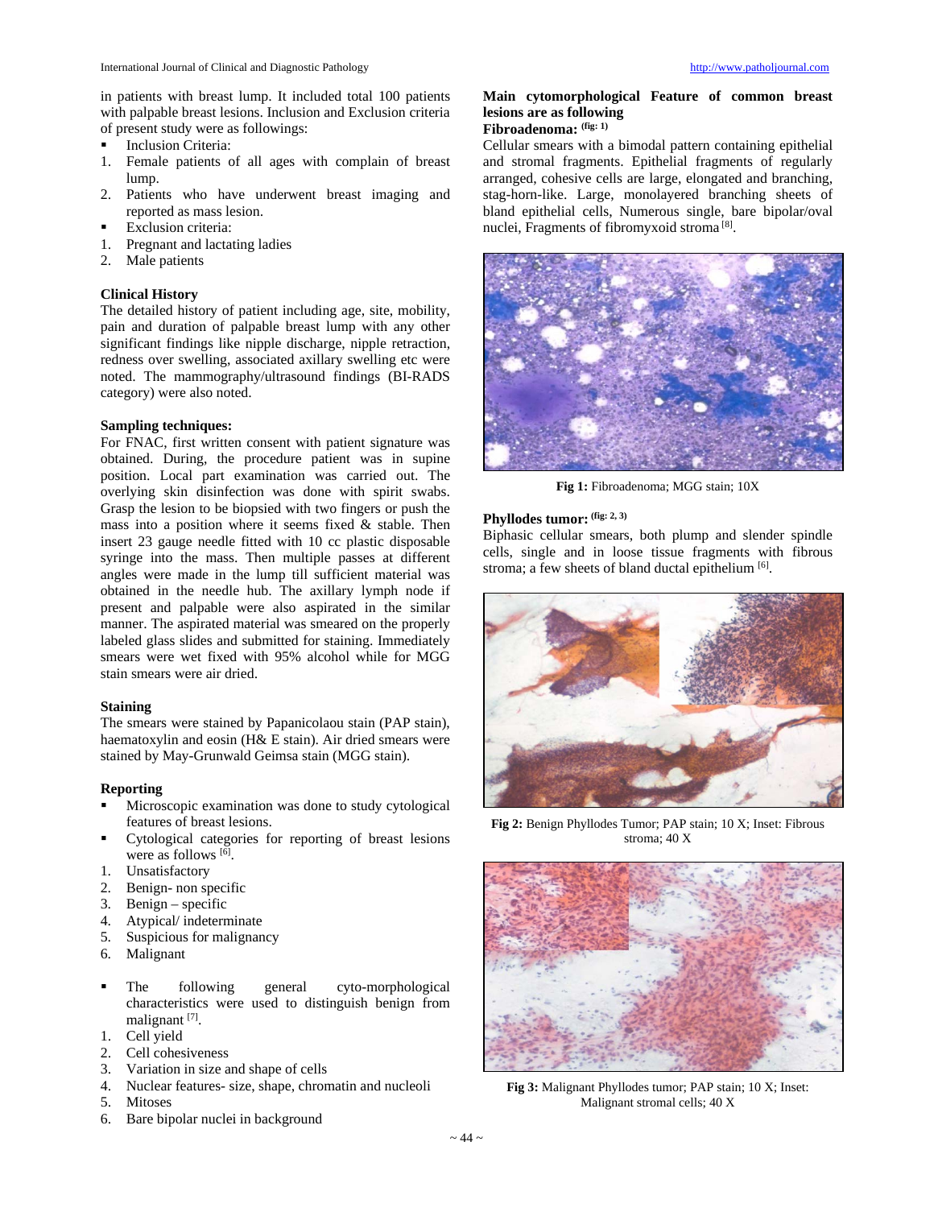in patients with breast lump. It included total 100 patients with palpable breast lesions. Inclusion and Exclusion criteria of present study were as followings:

- Inclusion Criteria:

1. Female patients of all ages with complain of breast lump.
2. Patients who have underwent breast imaging and reported as mass lesion.

- Exclusion criteria:

1. Pregnant and lactating ladies
2. Male patients

**Clinical History**

The detailed history of patient including age, site, mobility, pain and duration of palpable breast lump with any other significant findings like nipple discharge, nipple retraction, redness over swelling, associated axillary swelling etc were noted. The mammography/ultrasound findings (BI-RADS category) were also noted.

**Sampling techniques:**

For FNAC, first written consent with patient signature was obtained. During, the procedure patient was in supine position. Local part examination was carried out. The overlying skin disinfection was done with spirit swabs. Grasp the lesion to be biopsied with two fingers or push the mass into a position where it seems fixed & stable. Then insert 23 gauge needle fitted with 10 cc plastic disposable syringe into the mass. Then multiple passes at different angles were made in the lump till sufficient material was obtained in the needle hub. The axillary lymph node if present and palpable were also aspirated in the similar manner. The aspirated material was smeared on the properly labeled glass slides and submitted for staining. Immediately smears were wet fixed with 95% alcohol while for MGG stain smears were air dried.

**Staining**

The smears were stained by Papanicolaou stain (PAP stain), haematoxylin and eosin (H& E stain). Air dried smears were stained by May-Grunwald Geimsa stain (MGG stain).

**Reporting**

- Microscopic examination was done to study cytological features of breast lesions.
- Cytological categories for reporting of breast lesions were as follows [6].

1. Unsatisfactory
2. Benign- non specific
3. Benign – specific
4. Atypical/ indeterminate
5. Suspicious for malignancy
6. Malignant

- The following general cyto-morphological characteristics were used to distinguish benign from malignant [7].

1. Cell yield
2. Cell cohesiveness
3. Variation in size and shape of cells
4. Nuclear features- size, shape, chromatin and nucleoli
5. Mitoses
6. Bare bipolar nuclei in background

**Main cytomorphological Feature of common breast lesions are as following**

**Fibroadenoma:** (fig: 1)

Cellular smears with a bimodal pattern containing epithelial and stromal fragments. Epithelial fragments of regularly arranged, cohesive cells are large, elongated and branching, stag-horn-like. Large, monolayered branching sheets of bland epithelial cells, Numerous single, bare bipolar/oval nuclei, Fragments of fibromyxoid stroma [8].

**Fig 1:** Fibroadenoma; MGG stain; 10X

**Phyllodes tumor:** (fig: 2, 3)

Biphasic cellular smears, both plump and slender spindle cells, single and in loose tissue fragments with fibrous stroma; a few sheets of bland ductal epithelium [6].

**Fig 2:** Benign Phyllodes Tumor; PAP stain; 10 X; Inset: Fibrous stroma; 40 X

**Fig 3:** Malignant Phyllodes tumor; PAP stain; 10 X; Inset: Malignant stromal cells; 40 X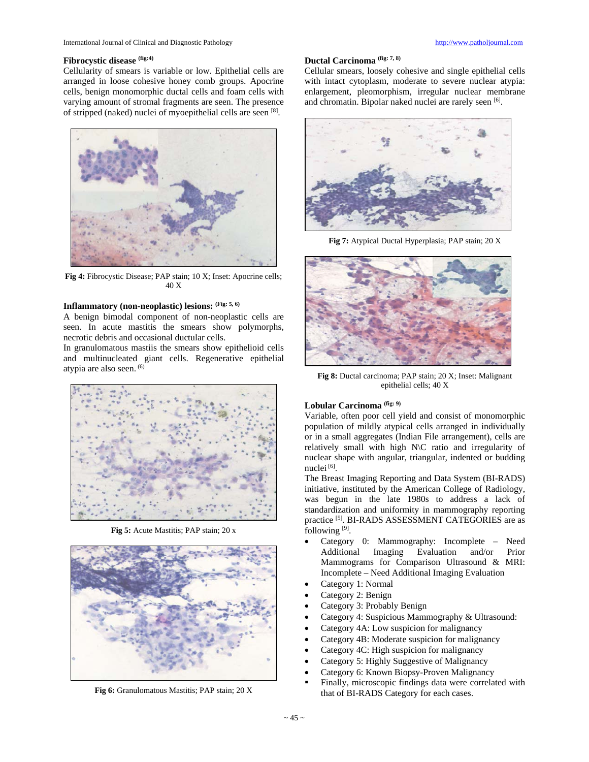### Fibrocystic disease (fig:4)

Cellularity of smears is variable or low. Epithelial cells are arranged in loose cohesive honey comb groups. Apocrine cells, benign monomorphic ductal cells and foam cells with varying amount of stromal fragments are seen. The presence of stripped (naked) nuclei of myoepithelial cells are seen [8].

**Fig 4:** Fibrocystic Disease; PAP stain; 10 X; Inset: Apocrine cells; 40 X

### Inflammatory (non-neoplastic) lesions: (Fig: 5, 6)

A benign bimodal component of non-neoplastic cells are seen. In acute mastitis the smears show polymorphs, necrotic debris and occasional ductular cells.

In granulomatous mastiis the smears show epithelioid cells and multinucleated giant cells. Regenerative epithelial atypia are also seen. (6)

**Fig 5:** Acute Mastitis; PAP stain; 20 x

**Fig 6:** Granulomatous Mastitis; PAP stain; 20 X

### Ductal Carcinoma (fig: 7, 8)

Cellular smears, loosely cohesive and single epithelial cells with intact cytoplasm, moderate to severe nuclear atypia: enlargement, pleomorphism, irregular nuclear membrane and chromatin. Bipolar naked nuclei are rarely seen [6].

**Fig 7:** Atypical Ductal Hyperplasia; PAP stain; 20 X

**Fig 8:** Ductal carcinoma; PAP stain; 20 X; Inset: Malignant epithelial cells; 40 X

### Lobular Carcinoma (fig: 9)

Variable, often poor cell yield and consist of monomorphic population of mildly atypical cells arranged in individually or in a small aggregates (Indian File arrangement), cells are relatively small with high N\C ratio and irregularity of nuclear shape with angular, triangular, indented or budding nuclei [6].

The Breast Imaging Reporting and Data System (BI-RADS) initiative, instituted by the American College of Radiology, was begun in the late 1980s to address a lack of standardization and uniformity in mammography reporting practice [5]. BI-RADS ASSESSMENT CATEGORIES are as following [9].

- Category 0: Mammography: Incomplete – Need Additional Imaging Evaluation and/or Prior Mammograms for Comparison Ultrasound & MRI: Incomplete – Need Additional Imaging Evaluation
- Category 1: Normal
- Category 2: Benign
- Category 3: Probably Benign
- Category 4: Suspicious Mammography & Ultrasound:
- Category 4A: Low suspicion for malignancy
- Category 4B: Moderate suspicion for malignancy
- Category 4C: High suspicion for malignancy
- Category 5: Highly Suggestive of Malignancy
- Category 6: Known Biopsy-Proven Malignancy

- Finally, microscopic findings data were correlated with that of BI-RADS Category for each cases.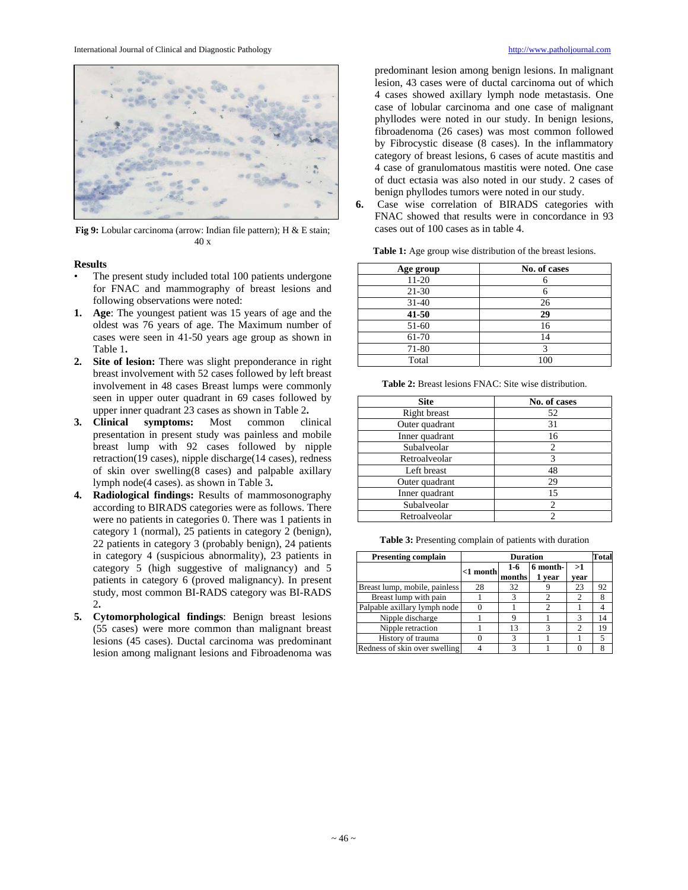Fig 9: Lobular carcinoma (arrow: Indian file pattern); H & E stain; 40 x

**Results**

- The present study included total 100 patients undergone for FNAC and mammography of breast lesions and following observations were noted:

1. **Age**: The youngest patient was 15 years of age and the oldest was 76 years of age. The Maximum number of cases were seen in 41-50 years age group as shown in Table 1**.**
2. **Site of lesion:** There was slight preponderance in right breast involvement with 52 cases followed by left breast involvement in 48 cases Breast lumps were commonly seen in upper outer quadrant in 69 cases followed by upper inner quadrant 23 cases as shown in Table 2**.**
3. **Clinical symptoms:** Most common clinical presentation in present study was painless and mobile breast lump with 92 cases followed by nipple retraction(19 cases), nipple discharge(14 cases), redness of skin over swelling(8 cases) and palpable axillary lymph node(4 cases). as shown in Table 3**.**
4. **Radiological findings:** Results of mammosonography according to BIRADS categories were as follows. There were no patients in categories 0. There was 1 patients in category 1 (normal), 25 patients in category 2 (benign), 22 patients in category 3 (probably benign), 24 patients in category 4 (suspicious abnormality), 23 patients in category 5 (high suggestive of malignancy) and 5 patients in category 6 (proved malignancy). In present study, most common BI-RADS category was BI-RADS 2**.**
5. **Cytomorphological findings**: Benign breast lesions (55 cases) were more common than malignant breast lesions (45 cases). Ductal carcinoma was predominant lesion among malignant lesions and Fibroadenoma was predominant lesion among benign lesions. In malignant lesion, 43 cases were of ductal carcinoma out of which 4 cases showed axillary lymph node metastasis. One case of lobular carcinoma and one case of malignant phyllodes were noted in our study. In benign lesions, fibroadenoma (26 cases) was most common followed by Fibrocystic disease (8 cases). In the inflammatory category of breast lesions, 6 cases of acute mastitis and 4 case of granulomatous mastitis were noted. One case of duct ectasia was also noted in our study. 2 cases of benign phyllodes tumors were noted in our study.
6. Case wise correlation of BIRADS categories with FNAC showed that results were in concordance in 93 cases out of 100 cases as in table 4.

**Table 1:** Age group wise distribution of the breast lesions.

| Age group | No. of cases |
|---|---|
| 11-20 | 6 |
| 21-30 | 6 |
| 31-40 | 26 |
| **41-50** | **29** |
| 51-60 | 16 |
| 61-70 | 14 |
| 71-80 | 3 |
| Total | 100 |

**Table 2:** Breast lesions FNAC: Site wise distribution.

| Site | No. of cases |
|---|---|
| Right breast | 52 |
| Outer quadrant | 31 |
| Inner quadrant | 16 |
| Subalveolar | 2 |
| Retroalveolar | 3 |
| Left breast | 48 |
| Outer quadrant | 29 |
| Inner quadrant | 15 |
| Subalveolar | 2 |
| Retroalveolar | 2 |

**Table 3:** Presenting complain of patients with duration

| Presenting complain | Duration | | | | Total |
|---|---|---|---|---|---|
| | <1 month | 1-6 months | 6 month-1 year | >1 year | |
| Breast lump, mobile, painless | 28 | 32 | 9 | 23 | 92 |
| Breast lump with pain | 1 | 3 | 2 | 2 | 8 |
| Palpable axillary lymph node | 0 | 1 | 2 | 1 | 4 |
| Nipple discharge | 1 | 9 | 1 | 3 | 14 |
| Nipple retraction | 1 | 13 | 3 | 2 | 19 |
| History of trauma | 0 | 3 | 1 | 1 | 5 |
| Redness of skin over swelling | 4 | 3 | 1 | 0 | 8 |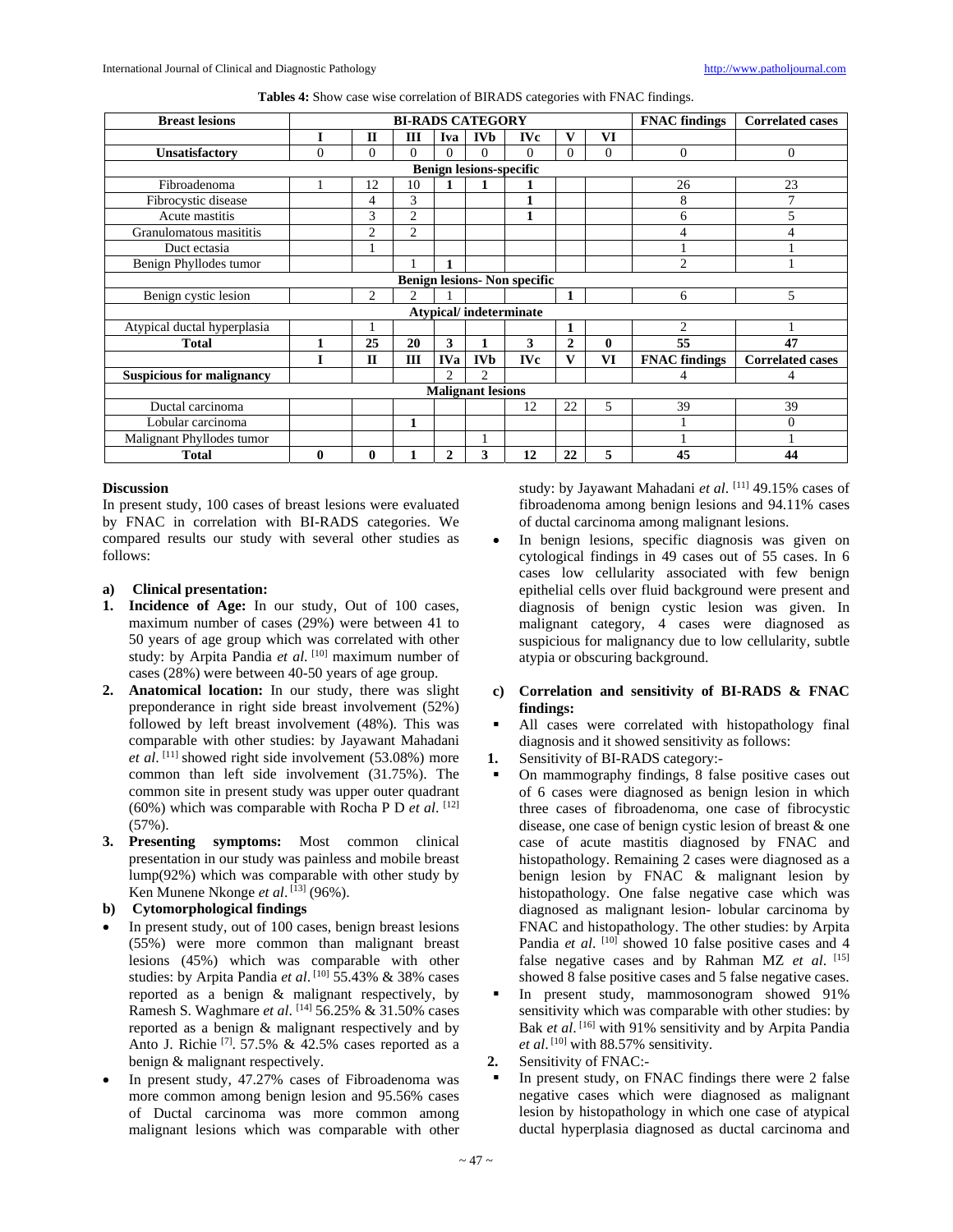**Tables 4:** Show case wise correlation of BIRADS categories with FNAC findings.

| Breast lesions | BI-RADS CATEGORY | | | | | | | | FNAC findings | Correlated cases |
|---|---|---|---|---|---|---|---|---|---|---|
| | I | II | III | Iva | IVb | IVc | V | VI | | |
| **Unsatisfactory** | 0 | 0 | 0 | 0 | 0 | 0 | 0 | 0 | 0 | 0 |
| **Benign lesions-specific** | | | | | | | | | | |
| Fibroadenoma | 1 | 12 | 10 | **1** | **1** | **1** | | | 26 | 23 |
| Fibrocystic disease | | 4 | 3 | | | **1** | | | 8 | 7 |
| Acute mastitis | | 3 | 2 | | | **1** | | | 6 | 5 |
| Granulomatous masititis | | 2 | 2 | | | | | | 4 | 4 |
| Duct ectasia | | 1 | | | | | | | 1 | 1 |
| Benign Phyllodes tumor | | | 1 | **1** | | | | | 2 | 1 |
| **Benign lesions- Non specific** | | | | | | | | | | |
| Benign cystic lesion | | 2 | 2 | 1 | | | **1** | | 6 | 5 |
| **Atypical/ indeterminate** | | | | | | | | | | |
| Atypical ductal hyperplasia | | 1 | | | | | **1** | | 2 | 1 |
| **Total** | **1** | **25** | **20** | **3** | **1** | **3** | **2** | **0** | **55** | **47** |
| | **I** | **II** | **III** | **IVa** | **IVb** | **IVc** | **V** | **VI** | **FNAC findings** | **Correlated cases** |
| **Suspicious for malignancy** | | | | 2 | 2 | | | | 4 | 4 |
| **Malignant lesions** | | | | | | | | | | |
| Ductal carcinoma | | | | | | 12 | 22 | 5 | 39 | 39 |
| Lobular carcinoma | | | **1** | | | | | | 1 | 0 |
| Malignant Phyllodes tumor | | | | | 1 | | | | 1 | 1 |
| **Total** | **0** | **0** | **1** | **2** | **3** | **12** | **22** | **5** | **45** | **44** |

## Discussion

In present study, 100 cases of breast lesions were evaluated by FNAC in correlation with BI-RADS categories. We compared results our study with several other studies as follows:

**a) Clinical presentation:**

1. **Incidence of Age:** In our study, Out of 100 cases, maximum number of cases (29%) were between 41 to 50 years of age group which was correlated with other study: by Arpita Pandia *et al*. [10] maximum number of cases (28%) were between 40-50 years of age group.
2. **Anatomical location:** In our study, there was slight preponderance in right side breast involvement (52%) followed by left breast involvement (48%). This was comparable with other studies: by Jayawant Mahadani *et al*. [11] showed right side involvement (53.08%) more common than left side involvement (31.75%). The common site in present study was upper outer quadrant (60%) which was comparable with Rocha P D *et al*. [12] (57%).
3. **Presenting symptoms:** Most common clinical presentation in our study was painless and mobile breast lump(92%) which was comparable with other study by Ken Munene Nkonge *et al*. [13] (96%).

**b) Cytomorphological findings**

- In present study, out of 100 cases, benign breast lesions (55%) were more common than malignant breast lesions (45%) which was comparable with other studies: by Arpita Pandia *et al*. [10] 55.43% & 38% cases reported as a benign & malignant respectively, by Ramesh S. Waghmare *et al*. [14] 56.25% & 31.50% cases reported as a benign & malignant respectively and by Anto J. Richie [7]. 57.5% & 42.5% cases reported as a benign & malignant respectively.
- In present study, 47.27% cases of Fibroadenoma was more common among benign lesion and 95.56% cases of Ductal carcinoma was more common among malignant lesions which was comparable with other study: by Jayawant Mahadani *et al*. [11] 49.15% cases of fibroadenoma among benign lesions and 94.11% cases of ductal carcinoma among malignant lesions.
- In benign lesions, specific diagnosis was given on cytological findings in 49 cases out of 55 cases. In 6 cases low cellularity associated with few benign epithelial cells over fluid background were present and diagnosis of benign cystic lesion was given. In malignant category, 4 cases were diagnosed as suspicious for malignancy due to low cellularity, subtle atypia or obscuring background.

**c) Correlation and sensitivity of BI-RADS & FNAC findings:**

- All cases were correlated with histopathology final diagnosis and it showed sensitivity as follows:

1. Sensitivity of BI-RADS category:-

- On mammography findings, 8 false positive cases out of 6 cases were diagnosed as benign lesion in which three cases of fibroadenoma, one case of fibrocystic disease, one case of benign cystic lesion of breast & one case of acute mastitis diagnosed by FNAC and histopathology. Remaining 2 cases were diagnosed as a benign lesion by FNAC & malignant lesion by histopathology. One false negative case which was diagnosed as malignant lesion- lobular carcinoma by FNAC and histopathology. The other studies: by Arpita Pandia *et al*. [10] showed 10 false positive cases and 4 false negative cases and by Rahman MZ *et al*. [15] showed 8 false positive cases and 5 false negative cases.
- In present study, mammosonogram showed 91% sensitivity which was comparable with other studies: by Bak *et al*. [16] with 91% sensitivity and by Arpita Pandia *et al*. [10] with 88.57% sensitivity.

2. Sensitivity of FNAC:-

- In present study, on FNAC findings there were 2 false negative cases which were diagnosed as malignant lesion by histopathology in which one case of atypical ductal hyperplasia diagnosed as ductal carcinoma and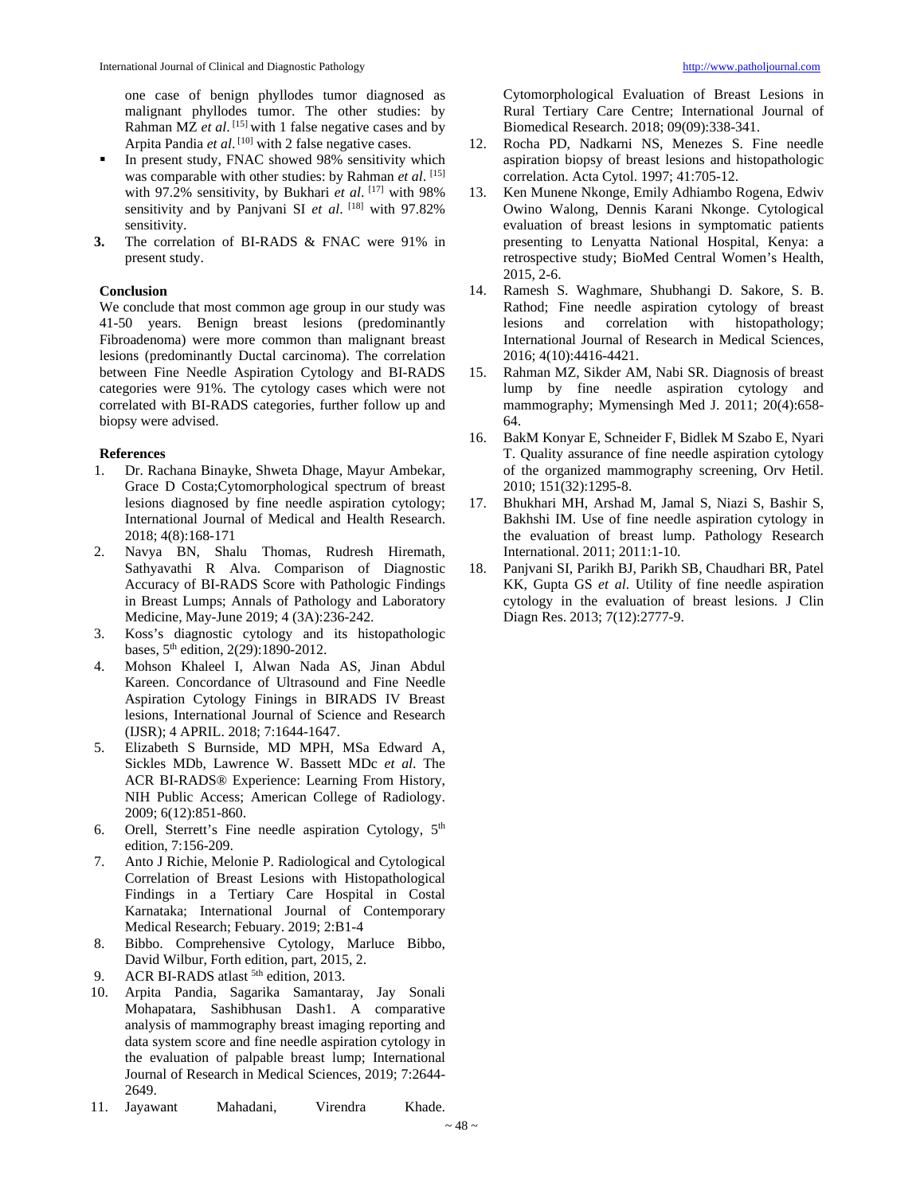one case of benign phyllodes tumor diagnosed as malignant phyllodes tumor. The other studies: by Rahman MZ *et al*. [15] with 1 false negative cases and by Arpita Pandia *et al*. [10] with 2 false negative cases.

- In present study, FNAC showed 98% sensitivity which was comparable with other studies: by Rahman *et al*. [15] with 97.2% sensitivity, by Bukhari *et al*. [17] with 98% sensitivity and by Panjvani SI *et al*. [18] with 97.82% sensitivity.

**3.** The correlation of BI-RADS & FNAC were 91% in present study.

## Conclusion

We conclude that most common age group in our study was 41-50 years. Benign breast lesions (predominantly Fibroadenoma) were more common than malignant breast lesions (predominantly Ductal carcinoma). The correlation between Fine Needle Aspiration Cytology and BI-RADS categories were 91%. The cytology cases which were not correlated with BI-RADS categories, further follow up and biopsy were advised.

## References

1. Dr. Rachana Binayke, Shweta Dhage, Mayur Ambekar, Grace D Costa;Cytomorphological spectrum of breast lesions diagnosed by fine needle aspiration cytology; International Journal of Medical and Health Research. 2018; 4(8):168-171
2. Navya BN, Shalu Thomas, Rudresh Hiremath, Sathyavathi R Alva. Comparison of Diagnostic Accuracy of BI-RADS Score with Pathologic Findings in Breast Lumps; Annals of Pathology and Laboratory Medicine, May-June 2019; 4 (3A):236-242.
3. Koss's diagnostic cytology and its histopathologic bases, 5th edition, 2(29):1890-2012.
4. Mohson Khaleel I, Alwan Nada AS, Jinan Abdul Kareen. Concordance of Ultrasound and Fine Needle Aspiration Cytology Finings in BIRADS IV Breast lesions, International Journal of Science and Research (IJSR); 4 APRIL. 2018; 7:1644-1647.
5. Elizabeth S Burnside, MD MPH, MSa Edward A, Sickles MDb, Lawrence W. Bassett MDc *et al*. The ACR BI-RADS® Experience: Learning From History, NIH Public Access; American College of Radiology. 2009; 6(12):851-860.
6. Orell, Sterrett's Fine needle aspiration Cytology, 5th edition, 7:156-209.
7. Anto J Richie, Melonie P. Radiological and Cytological Correlation of Breast Lesions with Histopathological Findings in a Tertiary Care Hospital in Costal Karnataka; International Journal of Contemporary Medical Research; Febuary. 2019; 2:B1-4
8. Bibbo. Comprehensive Cytology, Marluce Bibbo, David Wilbur, Forth edition, part, 2015, 2.
9. ACR BI-RADS atlast 5th edition, 2013.
10. Arpita Pandia, Sagarika Samantaray, Jay Sonali Mohapatara, Sashibhusan Dash1. A comparative analysis of mammography breast imaging reporting and data system score and fine needle aspiration cytology in the evaluation of palpable breast lump; International Journal of Research in Medical Sciences, 2019; 7:2644-2649.
11. Jayawant Mahadani, Virendra Khade. Cytomorphological Evaluation of Breast Lesions in Rural Tertiary Care Centre; International Journal of Biomedical Research. 2018; 09(09):338-341.
12. Rocha PD, Nadkarni NS, Menezes S. Fine needle aspiration biopsy of breast lesions and histopathologic correlation. Acta Cytol. 1997; 41:705-12.
13. Ken Munene Nkonge, Emily Adhiambo Rogena, Edwiv Owino Walong, Dennis Karani Nkonge. Cytological evaluation of breast lesions in symptomatic patients presenting to Lenyatta National Hospital, Kenya: a retrospective study; BioMed Central Women's Health, 2015, 2-6.
14. Ramesh S. Waghmare, Shubhangi D. Sakore, S. B. Rathod; Fine needle aspiration cytology of breast lesions and correlation with histopathology; International Journal of Research in Medical Sciences, 2016; 4(10):4416-4421.
15. Rahman MZ, Sikder AM, Nabi SR. Diagnosis of breast lump by fine needle aspiration cytology and mammography; Mymensingh Med J. 2011; 20(4):658-64.
16. BakM Konyar E, Schneider F, Bidlek M Szabo E, Nyari T. Quality assurance of fine needle aspiration cytology of the organized mammography screening, Orv Hetil. 2010; 151(32):1295-8.
17. Bhukhari MH, Arshad M, Jamal S, Niazi S, Bashir S, Bakhshi IM. Use of fine needle aspiration cytology in the evaluation of breast lump. Pathology Research International. 2011; 2011:1-10.
18. Panjvani SI, Parikh BJ, Parikh SB, Chaudhari BR, Patel KK, Gupta GS *et al*. Utility of fine needle aspiration cytology in the evaluation of breast lesions. J Clin Diagn Res. 2013; 7(12):2777-9.